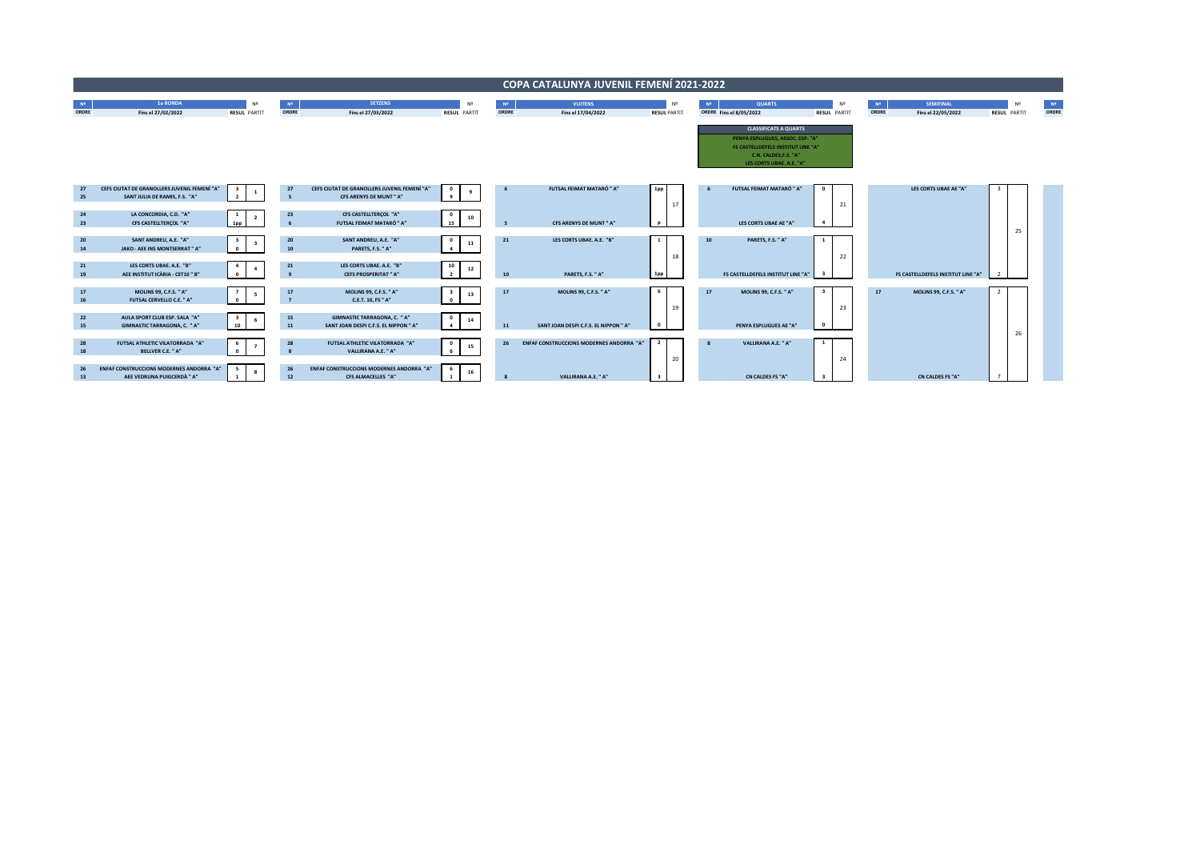# COPA CATALUNYA JUVENIL FEMENÍ 2021-2022

## 1a RONDA — Fins el 27/02/2022

| Nº ORDRE | Equip | RESUL | Nº PARTIT |
|---|---|---|---|
| 27 | CEFS CIUTAT DE GRANOLLERS JUVENIL FEMENÍ "A" | 3 | 1 |
| 25 | SANT JULIA DE RAMIS, F.S. "A" | 2 | |
| 24 | LA CONCORDIA, C.D. "A" | 1 | 2 |
| 23 | CFS CASTELLTERÇOL "A" | 1pp | |
| 20 | SANT ANDREU, A.E. "A" | 3 | 3 |
| 14 | JAKO - AEE INS MONTSERRAT " A" | 0 | |
| 21 | LES CORTS UBAE. A.E. "B" | 4 | 4 |
| 19 | AEE INSTITUT ICÀRIA - CET10 " B" | 0 | |
| 17 | MOLINS 99, C.F.S. " A" | 7 | 5 |
| 16 | FUTSAL CERVELLO C.E. " A" | 0 | |
| 22 | AULA SPORT CLUB ESP. SALA "A" | 3 | 6 |
| 15 | GIMNASTIC TARRAGONA, C. " A" | 10 | |
| 28 | FUTSAL ATHLETIC VILATORRADA "A" | 6 | 7 |
| 18 | BELLVER C.E. " A" | 0 | |
| 26 | ENFAF CONSTRUCCIONS MODERNES ANDORRA "A" | 5 | 8 |
| 13 | AEE VEDRUNA PUIGCERDÀ " A" | 1 | |

## SETZENS — Fins el 27/03/2022

| Nº ORDRE | Equip | RESUL | Nº PARTIT |
|---|---|---|---|
| 27 | CEFS CIUTAT DE GRANOLLERS JUVENIL FEMENÍ "A" | 0 | 9 |
| 5 | CFS ARENYS DE MUNT " A" | 9 | |
| 23 | CFS CASTELLTERÇOL "A" | 0 | 10 |
| 6 | FUTSAL FEIMAT MATARÓ " A" | 15 | |
| 20 | SANT ANDREU, A.E. "A" | 0 | 11 |
| 10 | PARETS, F.S. " A" | 4 | |
| 21 | LES CORTS UBAE. A.E. "B" | 10 | 12 |
| 9 | CEFS PROSPERITAT " A" | 2 | |
| 17 | MOLINS 99, C.F.S. " A" | 3 | 13 |
| 7 | C.E.T. 10, FS " A" | 0 | |
| 15 | GIMNASTIC TARRAGONA, C. " A" | 0 | 14 |
| 11 | SANT JOAN DESPI C.F.S. EL NIPPON " A" | 4 | |
| 28 | FUTSAL ATHLETIC VILATORRADA "A" | 0 | 15 |
| 8 | VALLIRANA A.E. " A" | 6 | |
| 26 | ENFAF CONSTRUCCIONS MODERNES ANDORRA "A" | 6 | 16 |
| 12 | CFS ALMACELLES "A" | 1 | |

## VUITENS — Fins el 17/04/2022

| Nº ORDRE | Equip | RESUL | Nº PARTIT |
|---|---|---|---|
| 6 | FUTSAL FEIMAT MATARÓ " A" | 1pp | 17 |
| 5 | CFS ARENYS DE MUNT " A" | p | |
| 21 | LES CORTS UBAE. A.E. "B" | 1 | 18 |
| 10 | PARETS, F.S. " A" | 1pp | |
| 17 | MOLINS 99, C.F.S. " A" | 6 | 19 |
| 11 | SANT JOAN DESPI C.F.S. EL NIPPON " A" | 0 | |
| 26 | ENFAF CONSTRUCCIONS MODERNES ANDORRA "A" | 2 | 20 |
| 8 | VALLIRANA A.E. " A" | 3 | |

## QUARTS — Fins el 8/05/2022

**CLASSIFICATS A QUARTS**
- PENYA ESPLUGUES, ASSOC. ESP. "A"
- FS CASTELLDEFELS INSTITUT LINE "A"
- C.N. CALDES,F.S. "A"
- LES CORTS UBAE. A.E. "A"

| Nº ORDRE | Equip | RESUL | Nº PARTIT |
|---|---|---|---|
| 6 | FUTSAL FEIMAT MATARÓ " A" | 0 | 21 |
| | LES CORTS UBAE AE "A" | 4 | |
| 10 | PARETS, F.S. " A" | 1 | 22 |
| | FS CASTELLDEFELS INSTITUT LINE "A" | 3 | |
| 17 | MOLINS 99, C.F.S. " A" | 3 | 23 |
| | PENYA ESPLUGUES AE "A" | 0 | |
| 8 | VALLIRANA A.E. " A" | 1 | 24 |
| | CN CALDES FS "A" | 3 | |

## SEMIFINAL — Fins el 22/05/2022

| Nº ORDRE | Equip | RESUL | Nº PARTIT |
|---|---|---|---|
| | LES CORTS UBAE AE "A" | 3 | 25 |
| | FS CASTELLDEFELS INSTITUT LINE "A" | 2 | |
| 17 | MOLINS 99, C.F.S. " A" | 2 | 26 |
| | CN CALDES FS "A" | 7 | |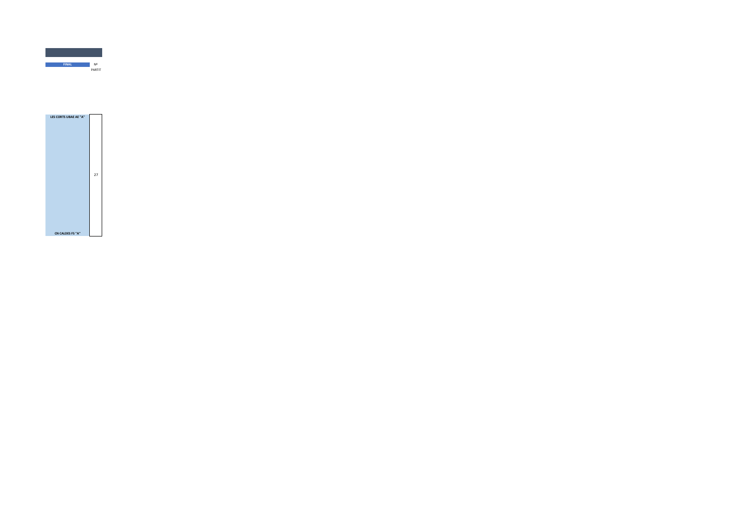**FINAL**

Nº PARTIT

| | |
|---|---|
| **LES CORTS UBAE AE "A"** | 27 |
| **CN CALDES FS "A"** | |